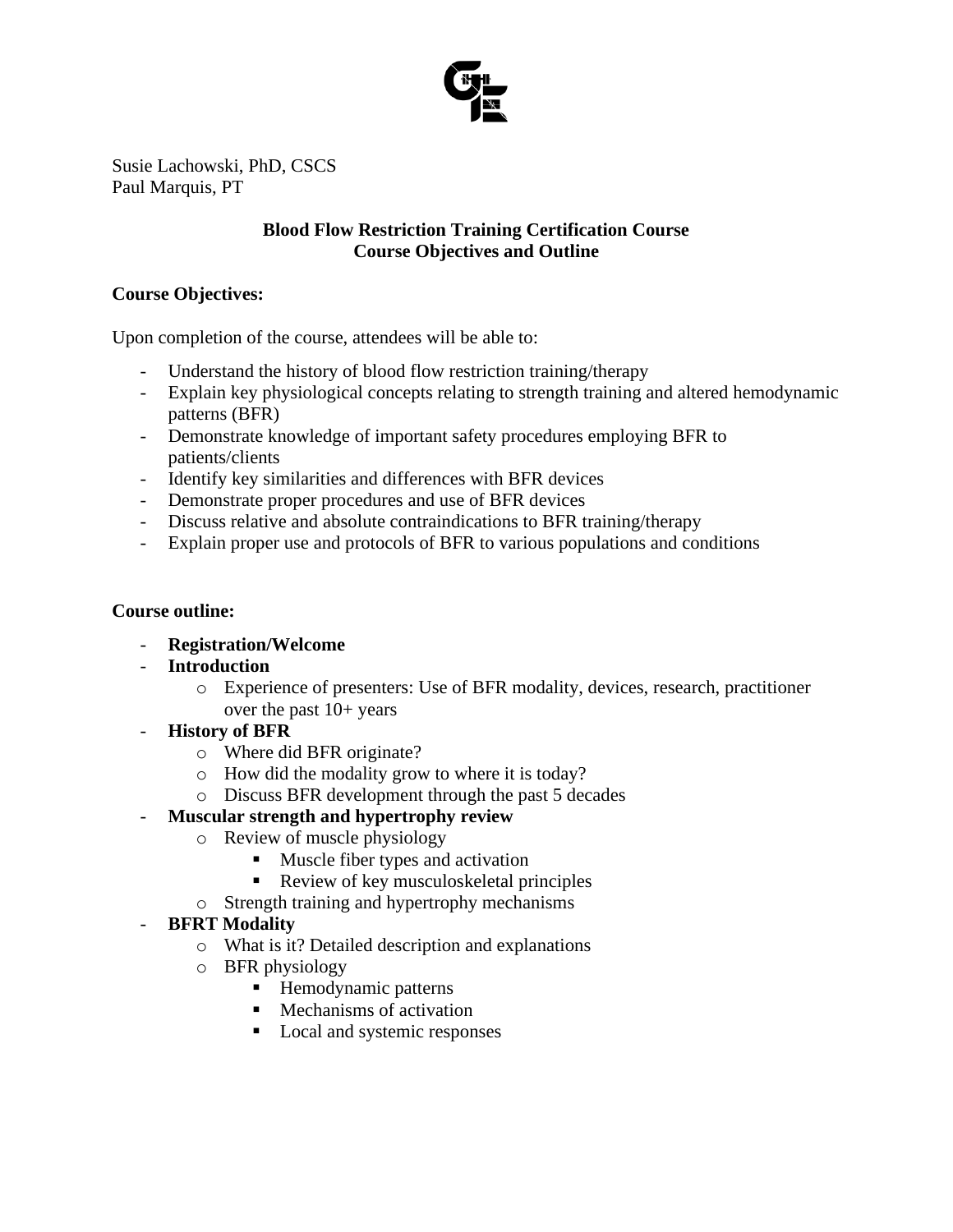Susie Lachowski, PhD, CSCS
Paul Marquis, PT

## Blood Flow Restriction Training Certification Course
## Course Objectives and Outline

**Course Objectives:**

Upon completion of the course, attendees will be able to:

- Understand the history of blood flow restriction training/therapy
- Explain key physiological concepts relating to strength training and altered hemodynamic patterns (BFR)
- Demonstrate knowledge of important safety procedures employing BFR to patients/clients
- Identify key similarities and differences with BFR devices
- Demonstrate proper procedures and use of BFR devices
- Discuss relative and absolute contraindications to BFR training/therapy
- Explain proper use and protocols of BFR to various populations and conditions

**Course outline:**

- **Registration/Welcome**
- **Introduction**
  - Experience of presenters: Use of BFR modality, devices, research, practitioner over the past 10+ years
- **History of BFR**
  - Where did BFR originate?
  - How did the modality grow to where it is today?
  - Discuss BFR development through the past 5 decades
- **Muscular strength and hypertrophy review**
  - Review of muscle physiology
    - Muscle fiber types and activation
    - Review of key musculoskeletal principles
  - Strength training and hypertrophy mechanisms
- **BFRT Modality**
  - What is it? Detailed description and explanations
  - BFR physiology
    - Hemodynamic patterns
    - Mechanisms of activation
    - Local and systemic responses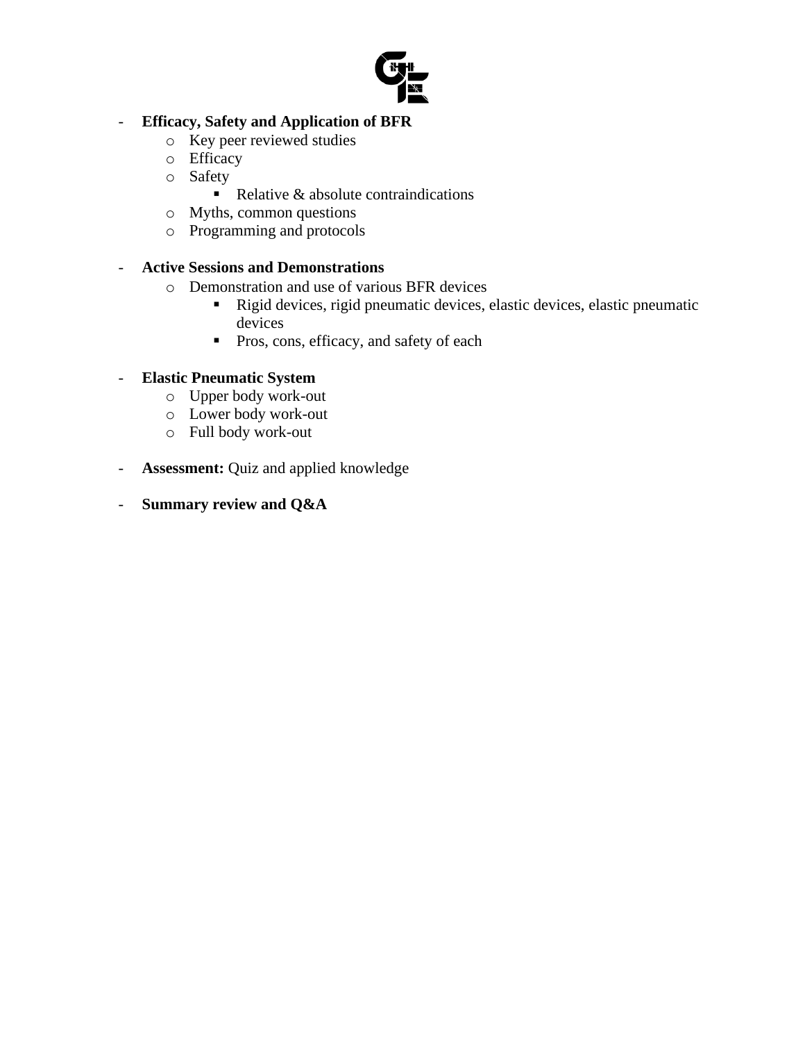- **Efficacy, Safety and Application of BFR**
  - Key peer reviewed studies
  - Efficacy
  - Safety
    - Relative & absolute contraindications
  - Myths, common questions
  - Programming and protocols

- **Active Sessions and Demonstrations**
  - Demonstration and use of various BFR devices
    - Rigid devices, rigid pneumatic devices, elastic devices, elastic pneumatic devices
    - Pros, cons, efficacy, and safety of each

- **Elastic Pneumatic System**
  - Upper body work-out
  - Lower body work-out
  - Full body work-out

- **Assessment:** Quiz and applied knowledge

- **Summary review and Q&A**